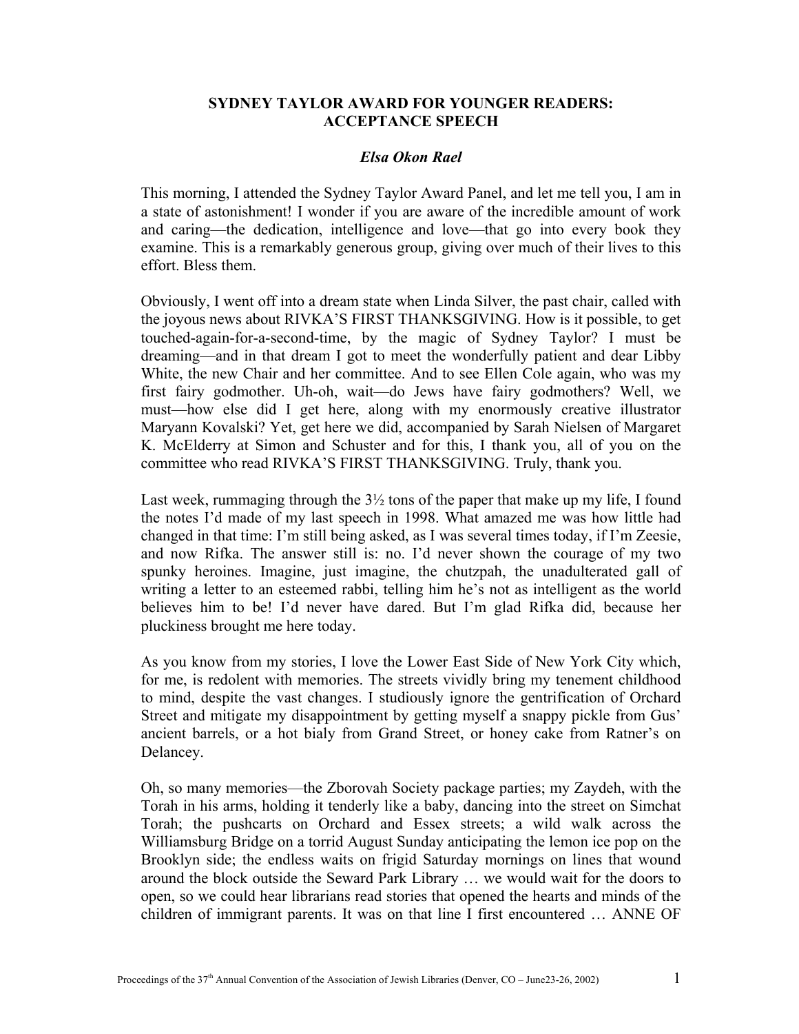# SYDNEY TAYLOR AWARD FOR YOUNGER READERS: ACCEPTANCE SPEECH

***Elsa Okon Rael***

This morning, I attended the Sydney Taylor Award Panel, and let me tell you, I am in a state of astonishment! I wonder if you are aware of the incredible amount of work and caring—the dedication, intelligence and love—that go into every book they examine. This is a remarkably generous group, giving over much of their lives to this effort. Bless them.

Obviously, I went off into a dream state when Linda Silver, the past chair, called with the joyous news about RIVKA'S FIRST THANKSGIVING. How is it possible, to get touched-again-for-a-second-time, by the magic of Sydney Taylor? I must be dreaming—and in that dream I got to meet the wonderfully patient and dear Libby White, the new Chair and her committee. And to see Ellen Cole again, who was my first fairy godmother. Uh-oh, wait—do Jews have fairy godmothers? Well, we must—how else did I get here, along with my enormously creative illustrator Maryann Kovalski? Yet, get here we did, accompanied by Sarah Nielsen of Margaret K. McElderry at Simon and Schuster and for this, I thank you, all of you on the committee who read RIVKA'S FIRST THANKSGIVING. Truly, thank you.

Last week, rummaging through the 3½ tons of the paper that make up my life, I found the notes I'd made of my last speech in 1998. What amazed me was how little had changed in that time: I'm still being asked, as I was several times today, if I'm Zeesie, and now Rifka. The answer still is: no. I'd never shown the courage of my two spunky heroines. Imagine, just imagine, the chutzpah, the unadulterated gall of writing a letter to an esteemed rabbi, telling him he's not as intelligent as the world believes him to be! I'd never have dared. But I'm glad Rifka did, because her pluckiness brought me here today.

As you know from my stories, I love the Lower East Side of New York City which, for me, is redolent with memories. The streets vividly bring my tenement childhood to mind, despite the vast changes. I studiously ignore the gentrification of Orchard Street and mitigate my disappointment by getting myself a snappy pickle from Gus' ancient barrels, or a hot bialy from Grand Street, or honey cake from Ratner's on Delancey.

Oh, so many memories—the Zborovah Society package parties; my Zaydeh, with the Torah in his arms, holding it tenderly like a baby, dancing into the street on Simchat Torah; the pushcarts on Orchard and Essex streets; a wild walk across the Williamsburg Bridge on a torrid August Sunday anticipating the lemon ice pop on the Brooklyn side; the endless waits on frigid Saturday mornings on lines that wound around the block outside the Seward Park Library … we would wait for the doors to open, so we could hear librarians read stories that opened the hearts and minds of the children of immigrant parents. It was on that line I first encountered … ANNE OF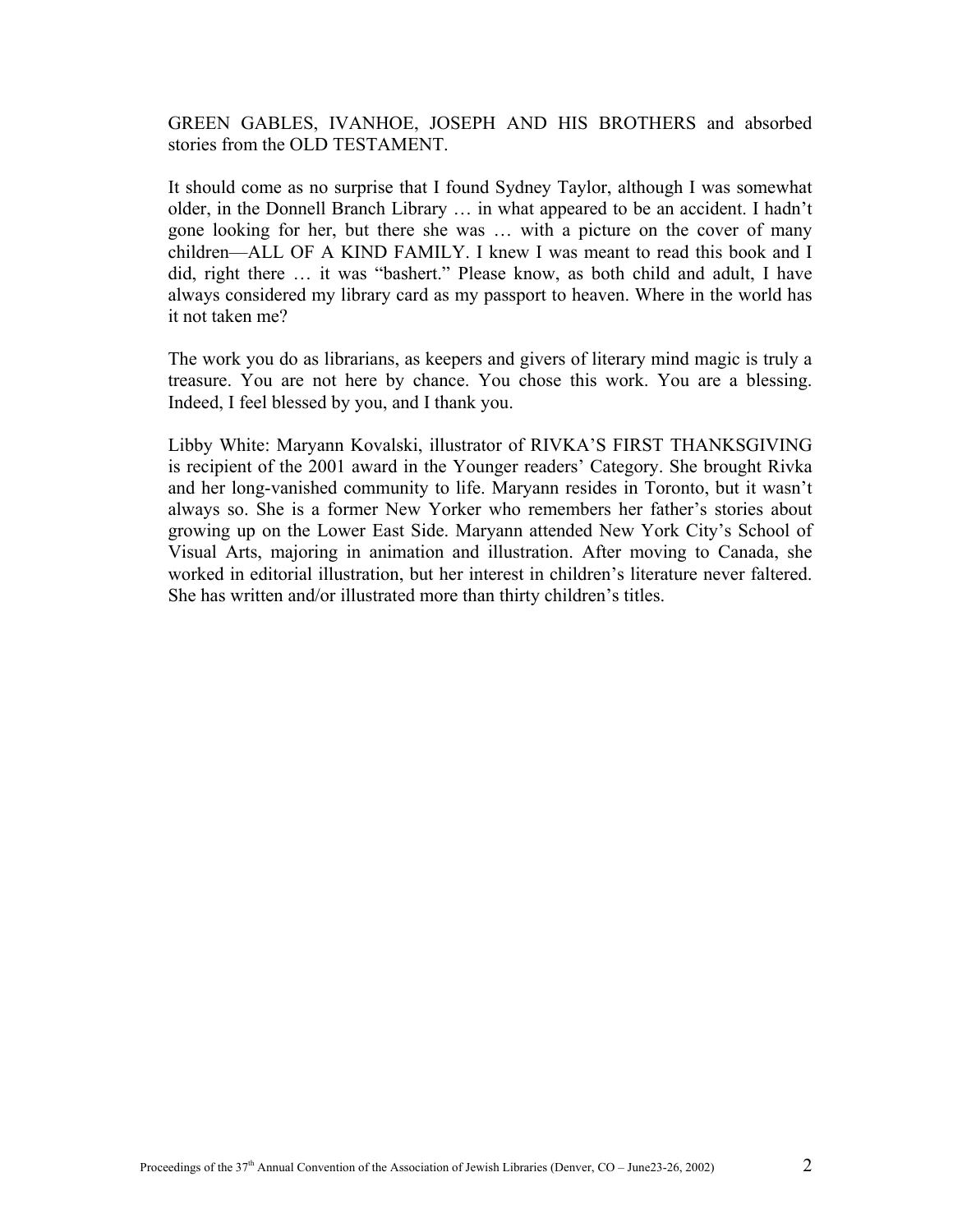GREEN GABLES, IVANHOE, JOSEPH AND HIS BROTHERS and absorbed stories from the OLD TESTAMENT.

It should come as no surprise that I found Sydney Taylor, although I was somewhat older, in the Donnell Branch Library … in what appeared to be an accident. I hadn't gone looking for her, but there she was … with a picture on the cover of many children—ALL OF A KIND FAMILY. I knew I was meant to read this book and I did, right there … it was "bashert." Please know, as both child and adult, I have always considered my library card as my passport to heaven. Where in the world has it not taken me?

The work you do as librarians, as keepers and givers of literary mind magic is truly a treasure. You are not here by chance. You chose this work. You are a blessing. Indeed, I feel blessed by you, and I thank you.

Libby White: Maryann Kovalski, illustrator of RIVKA'S FIRST THANKSGIVING is recipient of the 2001 award in the Younger readers' Category. She brought Rivka and her long-vanished community to life. Maryann resides in Toronto, but it wasn't always so. She is a former New Yorker who remembers her father's stories about growing up on the Lower East Side. Maryann attended New York City's School of Visual Arts, majoring in animation and illustration. After moving to Canada, she worked in editorial illustration, but her interest in children's literature never faltered. She has written and/or illustrated more than thirty children's titles.